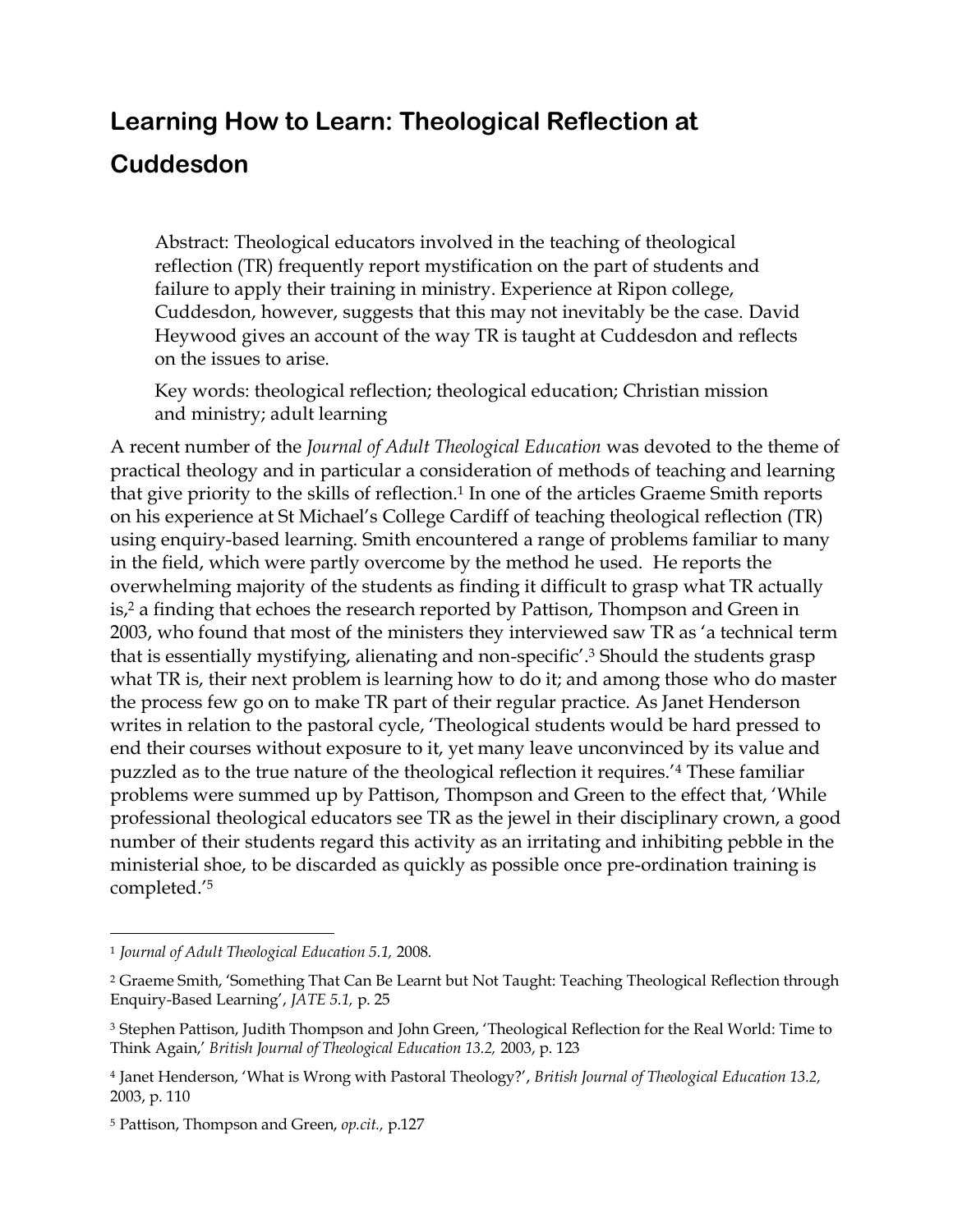# Learning How to Learn: Theological Reflection at Cuddesdon

Abstract: Theological educators involved in the teaching of theological reflection (TR) frequently report mystification on the part of students and failure to apply their training in ministry. Experience at Ripon college, Cuddesdon, however, suggests that this may not inevitably be the case. David Heywood gives an account of the way TR is taught at Cuddesdon and reflects on the issues to arise.

Key words: theological reflection; theological education; Christian mission and ministry; adult learning

A recent number of the *Journal of Adult Theological Education* was devoted to the theme of practical theology and in particular a consideration of methods of teaching and learning that give priority to the skills of reflection.[1] In one of the articles Graeme Smith reports on his experience at St Michael's College Cardiff of teaching theological reflection (TR) using enquiry-based learning. Smith encountered a range of problems familiar to many in the field, which were partly overcome by the method he used. He reports the overwhelming majority of the students as finding it difficult to grasp what TR actually is,[2] a finding that echoes the research reported by Pattison, Thompson and Green in 2003, who found that most of the ministers they interviewed saw TR as 'a technical term that is essentially mystifying, alienating and non-specific'.[3] Should the students grasp what TR is, their next problem is learning how to do it; and among those who do master the process few go on to make TR part of their regular practice. As Janet Henderson writes in relation to the pastoral cycle, 'Theological students would be hard pressed to end their courses without exposure to it, yet many leave unconvinced by its value and puzzled as to the true nature of the theological reflection it requires.'[4] These familiar problems were summed up by Pattison, Thompson and Green to the effect that, 'While professional theological educators see TR as the jewel in their disciplinary crown, a good number of their students regard this activity as an irritating and inhibiting pebble in the ministerial shoe, to be discarded as quickly as possible once pre-ordination training is completed.'[5]

---

[1] *Journal of Adult Theological Education 5.1,* 2008.

[2] Graeme Smith, 'Something That Can Be Learnt but Not Taught: Teaching Theological Reflection through Enquiry-Based Learning', *JATE 5.1,* p. 25

[3] Stephen Pattison, Judith Thompson and John Green, 'Theological Reflection for the Real World: Time to Think Again,' *British Journal of Theological Education 13.2,* 2003, p. 123

[4] Janet Henderson, 'What is Wrong with Pastoral Theology?', *British Journal of Theological Education 13.2,* 2003, p. 110

[5] Pattison, Thompson and Green, *op.cit.,* p.127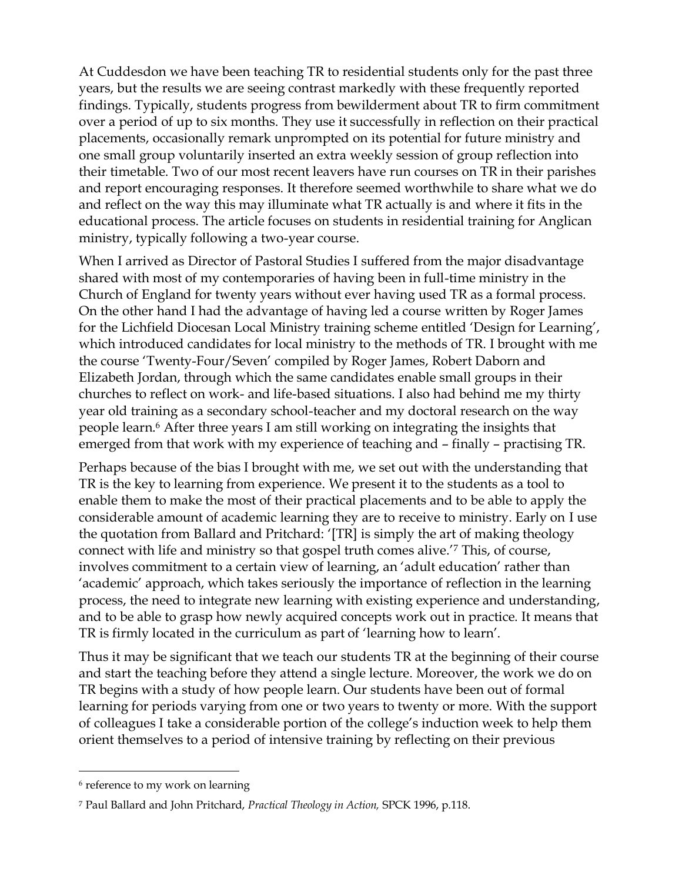At Cuddesdon we have been teaching TR to residential students only for the past three years, but the results we are seeing contrast markedly with these frequently reported findings. Typically, students progress from bewilderment about TR to firm commitment over a period of up to six months. They use it successfully in reflection on their practical placements, occasionally remark unprompted on its potential for future ministry and one small group voluntarily inserted an extra weekly session of group reflection into their timetable. Two of our most recent leavers have run courses on TR in their parishes and report encouraging responses. It therefore seemed worthwhile to share what we do and reflect on the way this may illuminate what TR actually is and where it fits in the educational process. The article focuses on students in residential training for Anglican ministry, typically following a two-year course.

When I arrived as Director of Pastoral Studies I suffered from the major disadvantage shared with most of my contemporaries of having been in full-time ministry in the Church of England for twenty years without ever having used TR as a formal process. On the other hand I had the advantage of having led a course written by Roger James for the Lichfield Diocesan Local Ministry training scheme entitled 'Design for Learning', which introduced candidates for local ministry to the methods of TR. I brought with me the course 'Twenty-Four/Seven' compiled by Roger James, Robert Daborn and Elizabeth Jordan, through which the same candidates enable small groups in their churches to reflect on work- and life-based situations. I also had behind me my thirty year old training as a secondary school-teacher and my doctoral research on the way people learn.[6] After three years I am still working on integrating the insights that emerged from that work with my experience of teaching and – finally – practising TR.

Perhaps because of the bias I brought with me, we set out with the understanding that TR is the key to learning from experience. We present it to the students as a tool to enable them to make the most of their practical placements and to be able to apply the considerable amount of academic learning they are to receive to ministry. Early on I use the quotation from Ballard and Pritchard: '[TR] is simply the art of making theology connect with life and ministry so that gospel truth comes alive.'[7] This, of course, involves commitment to a certain view of learning, an 'adult education' rather than 'academic' approach, which takes seriously the importance of reflection in the learning process, the need to integrate new learning with existing experience and understanding, and to be able to grasp how newly acquired concepts work out in practice. It means that TR is firmly located in the curriculum as part of 'learning how to learn'.

Thus it may be significant that we teach our students TR at the beginning of their course and start the teaching before they attend a single lecture. Moreover, the work we do on TR begins with a study of how people learn. Our students have been out of formal learning for periods varying from one or two years to twenty or more. With the support of colleagues I take a considerable portion of the college's induction week to help them orient themselves to a period of intensive training by reflecting on their previous

---

[6] reference to my work on learning

[7] Paul Ballard and John Pritchard, *Practical Theology in Action,* SPCK 1996, p.118.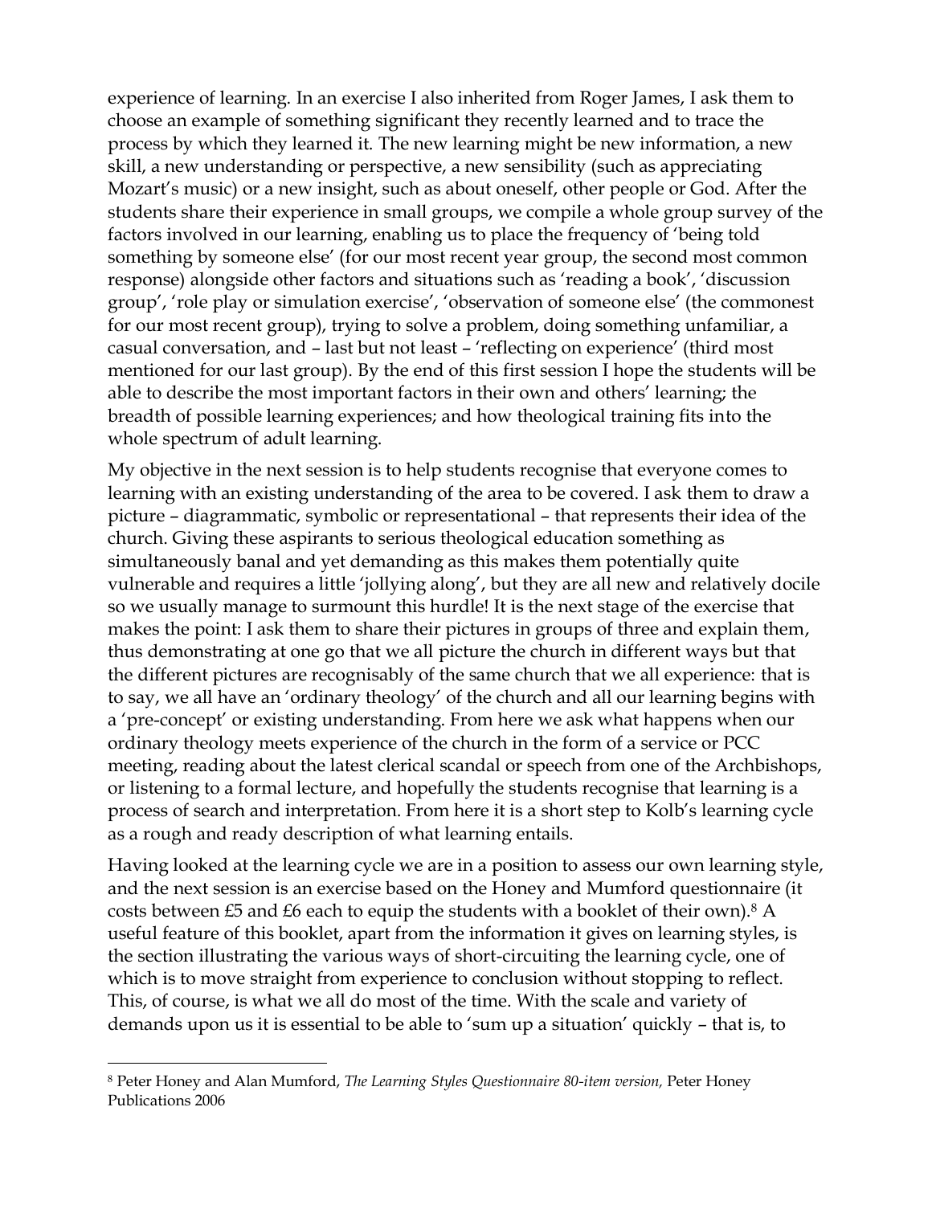experience of learning. In an exercise I also inherited from Roger James, I ask them to choose an example of something significant they recently learned and to trace the process by which they learned it. The new learning might be new information, a new skill, a new understanding or perspective, a new sensibility (such as appreciating Mozart's music) or a new insight, such as about oneself, other people or God. After the students share their experience in small groups, we compile a whole group survey of the factors involved in our learning, enabling us to place the frequency of 'being told something by someone else' (for our most recent year group, the second most common response) alongside other factors and situations such as 'reading a book', 'discussion group', 'role play or simulation exercise', 'observation of someone else' (the commonest for our most recent group), trying to solve a problem, doing something unfamiliar, a casual conversation, and – last but not least – 'reflecting on experience' (third most mentioned for our last group). By the end of this first session I hope the students will be able to describe the most important factors in their own and others' learning; the breadth of possible learning experiences; and how theological training fits into the whole spectrum of adult learning.

My objective in the next session is to help students recognise that everyone comes to learning with an existing understanding of the area to be covered. I ask them to draw a picture – diagrammatic, symbolic or representational – that represents their idea of the church. Giving these aspirants to serious theological education something as simultaneously banal and yet demanding as this makes them potentially quite vulnerable and requires a little 'jollying along', but they are all new and relatively docile so we usually manage to surmount this hurdle! It is the next stage of the exercise that makes the point: I ask them to share their pictures in groups of three and explain them, thus demonstrating at one go that we all picture the church in different ways but that the different pictures are recognisably of the same church that we all experience: that is to say, we all have an 'ordinary theology' of the church and all our learning begins with a 'pre-concept' or existing understanding. From here we ask what happens when our ordinary theology meets experience of the church in the form of a service or PCC meeting, reading about the latest clerical scandal or speech from one of the Archbishops, or listening to a formal lecture, and hopefully the students recognise that learning is a process of search and interpretation. From here it is a short step to Kolb's learning cycle as a rough and ready description of what learning entails.

Having looked at the learning cycle we are in a position to assess our own learning style, and the next session is an exercise based on the Honey and Mumford questionnaire (it costs between £5 and £6 each to equip the students with a booklet of their own).[8] A useful feature of this booklet, apart from the information it gives on learning styles, is the section illustrating the various ways of short-circuiting the learning cycle, one of which is to move straight from experience to conclusion without stopping to reflect. This, of course, is what we all do most of the time. With the scale and variety of demands upon us it is essential to be able to 'sum up a situation' quickly – that is, to

---

[8] Peter Honey and Alan Mumford, *The Learning Styles Questionnaire 80-item version,* Peter Honey Publications 2006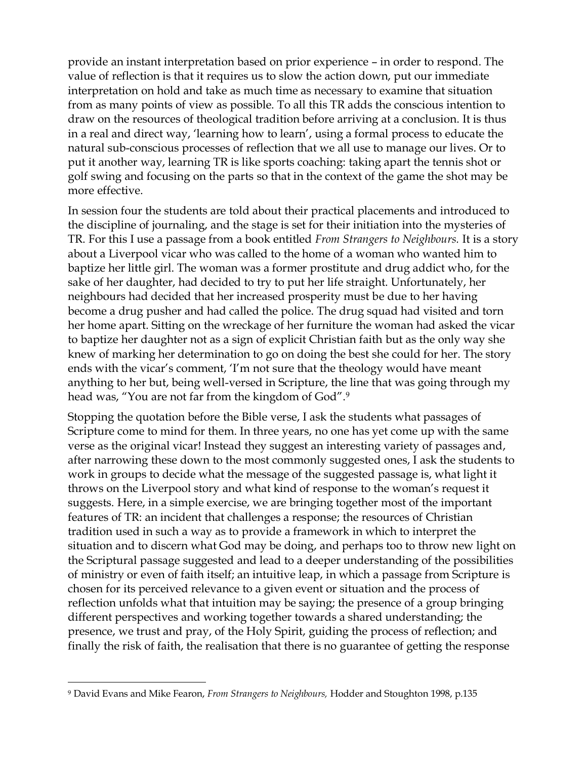provide an instant interpretation based on prior experience – in order to respond. The value of reflection is that it requires us to slow the action down, put our immediate interpretation on hold and take as much time as necessary to examine that situation from as many points of view as possible. To all this TR adds the conscious intention to draw on the resources of theological tradition before arriving at a conclusion. It is thus in a real and direct way, 'learning how to learn', using a formal process to educate the natural sub-conscious processes of reflection that we all use to manage our lives. Or to put it another way, learning TR is like sports coaching: taking apart the tennis shot or golf swing and focusing on the parts so that in the context of the game the shot may be more effective.

In session four the students are told about their practical placements and introduced to the discipline of journaling, and the stage is set for their initiation into the mysteries of TR. For this I use a passage from a book entitled *From Strangers to Neighbours.* It is a story about a Liverpool vicar who was called to the home of a woman who wanted him to baptize her little girl. The woman was a former prostitute and drug addict who, for the sake of her daughter, had decided to try to put her life straight. Unfortunately, her neighbours had decided that her increased prosperity must be due to her having become a drug pusher and had called the police. The drug squad had visited and torn her home apart. Sitting on the wreckage of her furniture the woman had asked the vicar to baptize her daughter not as a sign of explicit Christian faith but as the only way she knew of marking her determination to go on doing the best she could for her. The story ends with the vicar's comment, 'I'm not sure that the theology would have meant anything to her but, being well-versed in Scripture, the line that was going through my head was, "You are not far from the kingdom of God".[9]

Stopping the quotation before the Bible verse, I ask the students what passages of Scripture come to mind for them. In three years, no one has yet come up with the same verse as the original vicar! Instead they suggest an interesting variety of passages and, after narrowing these down to the most commonly suggested ones, I ask the students to work in groups to decide what the message of the suggested passage is, what light it throws on the Liverpool story and what kind of response to the woman's request it suggests. Here, in a simple exercise, we are bringing together most of the important features of TR: an incident that challenges a response; the resources of Christian tradition used in such a way as to provide a framework in which to interpret the situation and to discern what God may be doing, and perhaps too to throw new light on the Scriptural passage suggested and lead to a deeper understanding of the possibilities of ministry or even of faith itself; an intuitive leap, in which a passage from Scripture is chosen for its perceived relevance to a given event or situation and the process of reflection unfolds what that intuition may be saying; the presence of a group bringing different perspectives and working together towards a shared understanding; the presence, we trust and pray, of the Holy Spirit, guiding the process of reflection; and finally the risk of faith, the realisation that there is no guarantee of getting the response

[9] David Evans and Mike Fearon, *From Strangers to Neighbours,* Hodder and Stoughton 1998, p.135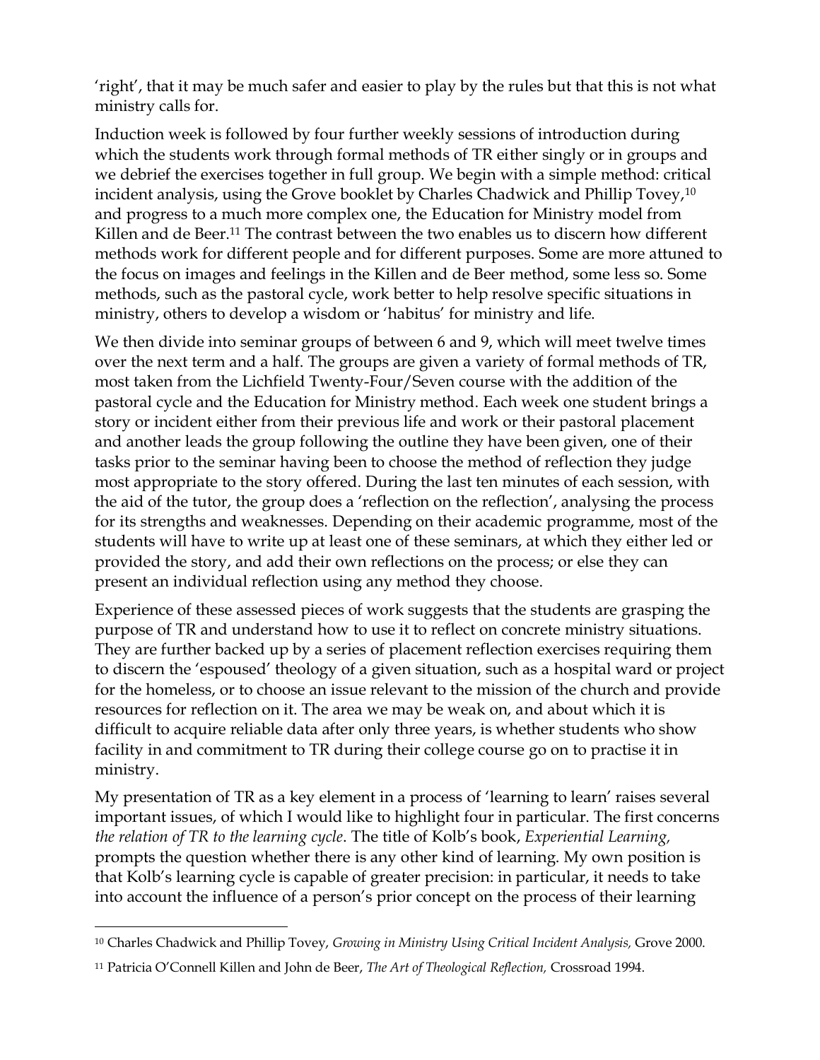'right', that it may be much safer and easier to play by the rules but that this is not what ministry calls for.

Induction week is followed by four further weekly sessions of introduction during which the students work through formal methods of TR either singly or in groups and we debrief the exercises together in full group. We begin with a simple method: critical incident analysis, using the Grove booklet by Charles Chadwick and Phillip Tovey,[10] and progress to a much more complex one, the Education for Ministry model from Killen and de Beer.[11] The contrast between the two enables us to discern how different methods work for different people and for different purposes. Some are more attuned to the focus on images and feelings in the Killen and de Beer method, some less so. Some methods, such as the pastoral cycle, work better to help resolve specific situations in ministry, others to develop a wisdom or 'habitus' for ministry and life.

We then divide into seminar groups of between 6 and 9, which will meet twelve times over the next term and a half. The groups are given a variety of formal methods of TR, most taken from the Lichfield Twenty-Four/Seven course with the addition of the pastoral cycle and the Education for Ministry method. Each week one student brings a story or incident either from their previous life and work or their pastoral placement and another leads the group following the outline they have been given, one of their tasks prior to the seminar having been to choose the method of reflection they judge most appropriate to the story offered. During the last ten minutes of each session, with the aid of the tutor, the group does a 'reflection on the reflection', analysing the process for its strengths and weaknesses. Depending on their academic programme, most of the students will have to write up at least one of these seminars, at which they either led or provided the story, and add their own reflections on the process; or else they can present an individual reflection using any method they choose.

Experience of these assessed pieces of work suggests that the students are grasping the purpose of TR and understand how to use it to reflect on concrete ministry situations. They are further backed up by a series of placement reflection exercises requiring them to discern the 'espoused' theology of a given situation, such as a hospital ward or project for the homeless, or to choose an issue relevant to the mission of the church and provide resources for reflection on it. The area we may be weak on, and about which it is difficult to acquire reliable data after only three years, is whether students who show facility in and commitment to TR during their college course go on to practise it in ministry.

My presentation of TR as a key element in a process of 'learning to learn' raises several important issues, of which I would like to highlight four in particular. The first concerns *the relation of TR to the learning cycle*. The title of Kolb's book, *Experiential Learning,* prompts the question whether there is any other kind of learning. My own position is that Kolb's learning cycle is capable of greater precision: in particular, it needs to take into account the influence of a person's prior concept on the process of their learning

---

[10] Charles Chadwick and Phillip Tovey, *Growing in Ministry Using Critical Incident Analysis,* Grove 2000.

[11] Patricia O'Connell Killen and John de Beer, *The Art of Theological Reflection,* Crossroad 1994.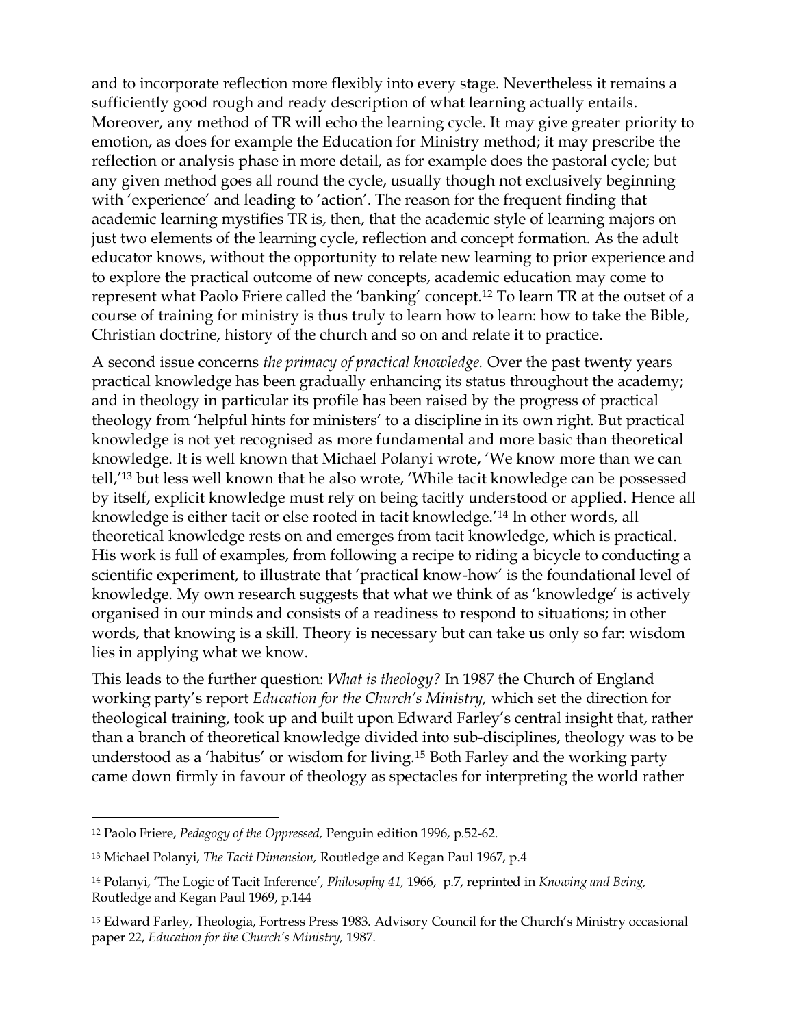and to incorporate reflection more flexibly into every stage. Nevertheless it remains a sufficiently good rough and ready description of what learning actually entails. Moreover, any method of TR will echo the learning cycle. It may give greater priority to emotion, as does for example the Education for Ministry method; it may prescribe the reflection or analysis phase in more detail, as for example does the pastoral cycle; but any given method goes all round the cycle, usually though not exclusively beginning with 'experience' and leading to 'action'. The reason for the frequent finding that academic learning mystifies TR is, then, that the academic style of learning majors on just two elements of the learning cycle, reflection and concept formation. As the adult educator knows, without the opportunity to relate new learning to prior experience and to explore the practical outcome of new concepts, academic education may come to represent what Paolo Friere called the 'banking' concept.[12] To learn TR at the outset of a course of training for ministry is thus truly to learn how to learn: how to take the Bible, Christian doctrine, history of the church and so on and relate it to practice.

A second issue concerns *the primacy of practical knowledge.* Over the past twenty years practical knowledge has been gradually enhancing its status throughout the academy; and in theology in particular its profile has been raised by the progress of practical theology from 'helpful hints for ministers' to a discipline in its own right. But practical knowledge is not yet recognised as more fundamental and more basic than theoretical knowledge. It is well known that Michael Polanyi wrote, 'We know more than we can tell,'[13] but less well known that he also wrote, 'While tacit knowledge can be possessed by itself, explicit knowledge must rely on being tacitly understood or applied. Hence all knowledge is either tacit or else rooted in tacit knowledge.'[14] In other words, all theoretical knowledge rests on and emerges from tacit knowledge, which is practical. His work is full of examples, from following a recipe to riding a bicycle to conducting a scientific experiment, to illustrate that 'practical know-how' is the foundational level of knowledge. My own research suggests that what we think of as 'knowledge' is actively organised in our minds and consists of a readiness to respond to situations; in other words, that knowing is a skill. Theory is necessary but can take us only so far: wisdom lies in applying what we know.

This leads to the further question: *What is theology?* In 1987 the Church of England working party's report *Education for the Church's Ministry,* which set the direction for theological training, took up and built upon Edward Farley's central insight that, rather than a branch of theoretical knowledge divided into sub-disciplines, theology was to be understood as a 'habitus' or wisdom for living.[15] Both Farley and the working party came down firmly in favour of theology as spectacles for interpreting the world rather

---

[12] Paolo Friere, *Pedagogy of the Oppressed,* Penguin edition 1996, p.52-62.

[13] Michael Polanyi, *The Tacit Dimension,* Routledge and Kegan Paul 1967, p.4

[14] Polanyi, 'The Logic of Tacit Inference', *Philosophy 41,* 1966, p.7, reprinted in *Knowing and Being,* Routledge and Kegan Paul 1969, p.144

[15] Edward Farley, Theologia, Fortress Press 1983. Advisory Council for the Church's Ministry occasional paper 22, *Education for the Church's Ministry,* 1987.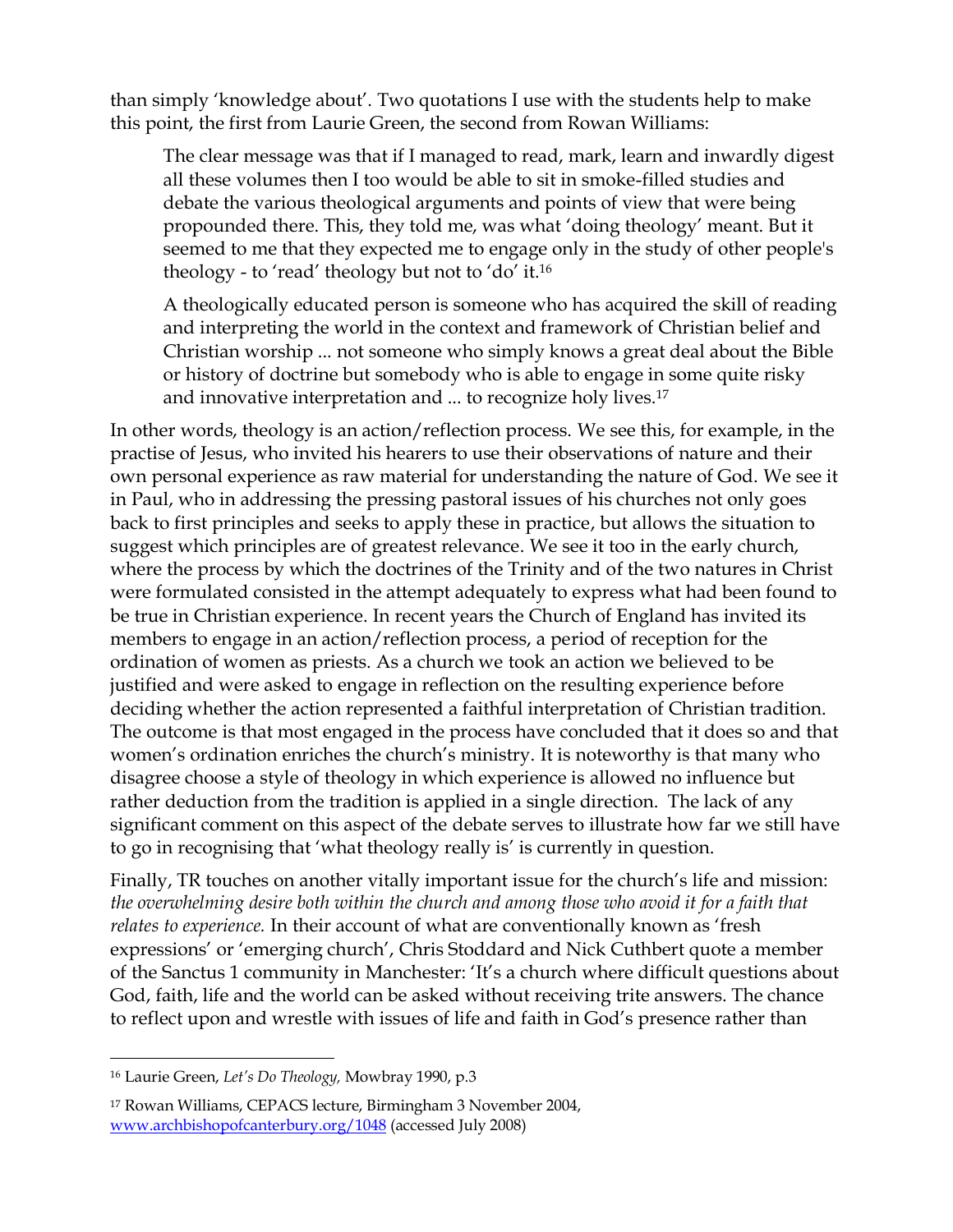than simply 'knowledge about'. Two quotations I use with the students help to make this point, the first from Laurie Green, the second from Rowan Williams:

> The clear message was that if I managed to read, mark, learn and inwardly digest all these volumes then I too would be able to sit in smoke-filled studies and debate the various theological arguments and points of view that were being propounded there. This, they told me, was what 'doing theology' meant. But it seemed to me that they expected me to engage only in the study of other people's theology - to 'read' theology but not to 'do' it.[16]

> A theologically educated person is someone who has acquired the skill of reading and interpreting the world in the context and framework of Christian belief and Christian worship ... not someone who simply knows a great deal about the Bible or history of doctrine but somebody who is able to engage in some quite risky and innovative interpretation and ... to recognize holy lives.[17]

In other words, theology is an action/reflection process. We see this, for example, in the practise of Jesus, who invited his hearers to use their observations of nature and their own personal experience as raw material for understanding the nature of God. We see it in Paul, who in addressing the pressing pastoral issues of his churches not only goes back to first principles and seeks to apply these in practice, but allows the situation to suggest which principles are of greatest relevance. We see it too in the early church, where the process by which the doctrines of the Trinity and of the two natures in Christ were formulated consisted in the attempt adequately to express what had been found to be true in Christian experience. In recent years the Church of England has invited its members to engage in an action/reflection process, a period of reception for the ordination of women as priests. As a church we took an action we believed to be justified and were asked to engage in reflection on the resulting experience before deciding whether the action represented a faithful interpretation of Christian tradition. The outcome is that most engaged in the process have concluded that it does so and that women's ordination enriches the church's ministry. It is noteworthy is that many who disagree choose a style of theology in which experience is allowed no influence but rather deduction from the tradition is applied in a single direction. The lack of any significant comment on this aspect of the debate serves to illustrate how far we still have to go in recognising that 'what theology really is' is currently in question.

Finally, TR touches on another vitally important issue for the church's life and mission: *the overwhelming desire both within the church and among those who avoid it for a faith that relates to experience.* In their account of what are conventionally known as 'fresh expressions' or 'emerging church', Chris Stoddard and Nick Cuthbert quote a member of the Sanctus 1 community in Manchester: 'It's a church where difficult questions about God, faith, life and the world can be asked without receiving trite answers. The chance to reflect upon and wrestle with issues of life and faith in God's presence rather than

---

[16] Laurie Green, *Let's Do Theology,* Mowbray 1990, p.3

[17] Rowan Williams, CEPACS lecture, Birmingham 3 November 2004, www.archbishopofcanterbury.org/1048 (accessed July 2008)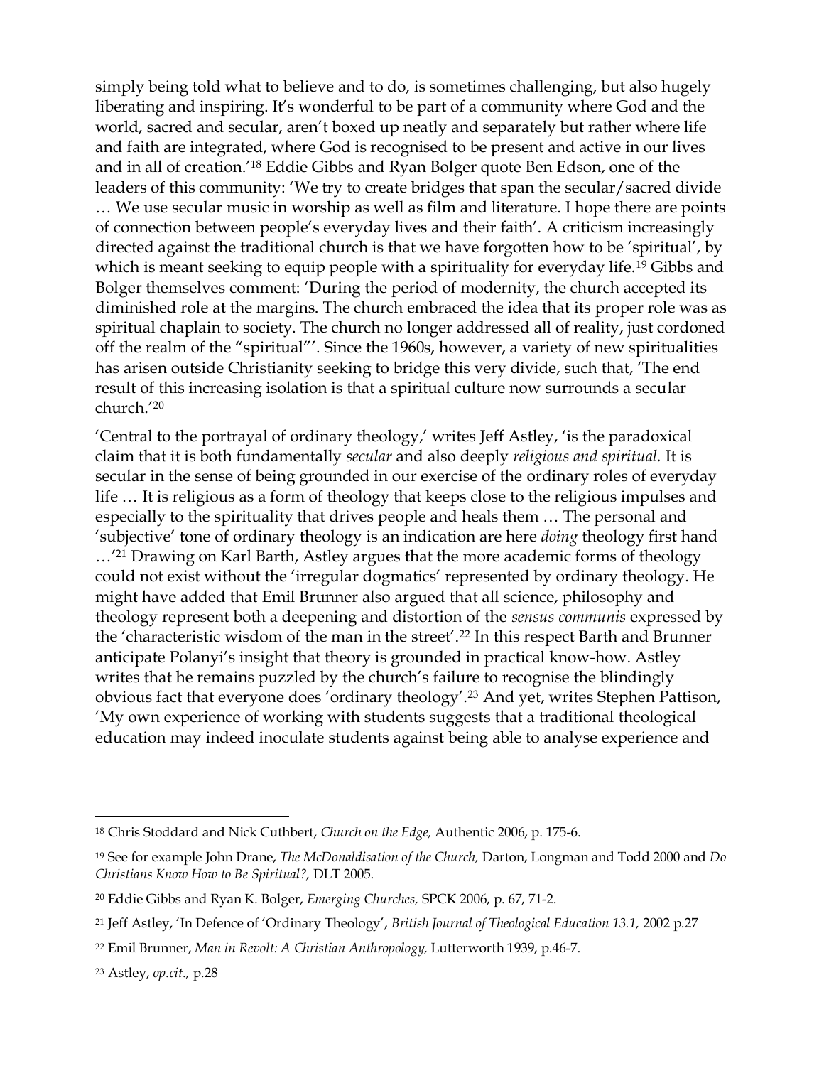simply being told what to believe and to do, is sometimes challenging, but also hugely liberating and inspiring. It's wonderful to be part of a community where God and the world, sacred and secular, aren't boxed up neatly and separately but rather where life and faith are integrated, where God is recognised to be present and active in our lives and in all of creation.'[18] Eddie Gibbs and Ryan Bolger quote Ben Edson, one of the leaders of this community: 'We try to create bridges that span the secular/sacred divide … We use secular music in worship as well as film and literature. I hope there are points of connection between people's everyday lives and their faith'. A criticism increasingly directed against the traditional church is that we have forgotten how to be 'spiritual', by which is meant seeking to equip people with a spirituality for everyday life.[19] Gibbs and Bolger themselves comment: 'During the period of modernity, the church accepted its diminished role at the margins. The church embraced the idea that its proper role was as spiritual chaplain to society. The church no longer addressed all of reality, just cordoned off the realm of the "spiritual"'. Since the 1960s, however, a variety of new spiritualities has arisen outside Christianity seeking to bridge this very divide, such that, 'The end result of this increasing isolation is that a spiritual culture now surrounds a secular church.'[20]

'Central to the portrayal of ordinary theology,' writes Jeff Astley, 'is the paradoxical claim that it is both fundamentally *secular* and also deeply *religious and spiritual.* It is secular in the sense of being grounded in our exercise of the ordinary roles of everyday life … It is religious as a form of theology that keeps close to the religious impulses and especially to the spirituality that drives people and heals them … The personal and 'subjective' tone of ordinary theology is an indication are here *doing* theology first hand …'[21] Drawing on Karl Barth, Astley argues that the more academic forms of theology could not exist without the 'irregular dogmatics' represented by ordinary theology. He might have added that Emil Brunner also argued that all science, philosophy and theology represent both a deepening and distortion of the *sensus communis* expressed by the 'characteristic wisdom of the man in the street'.[22] In this respect Barth and Brunner anticipate Polanyi's insight that theory is grounded in practical know-how. Astley writes that he remains puzzled by the church's failure to recognise the blindingly obvious fact that everyone does 'ordinary theology'.[23] And yet, writes Stephen Pattison, 'My own experience of working with students suggests that a traditional theological education may indeed inoculate students against being able to analyse experience and

---

[18] Chris Stoddard and Nick Cuthbert, *Church on the Edge,* Authentic 2006, p. 175-6.

[19] See for example John Drane, *The McDonaldisation of the Church,* Darton, Longman and Todd 2000 and *Do Christians Know How to Be Spiritual?,* DLT 2005.

[20] Eddie Gibbs and Ryan K. Bolger, *Emerging Churches,* SPCK 2006, p. 67, 71-2.

[21] Jeff Astley, 'In Defence of 'Ordinary Theology', *British Journal of Theological Education 13.1,* 2002 p.27

[22] Emil Brunner, *Man in Revolt: A Christian Anthropology,* Lutterworth 1939, p.46-7.

[23] Astley, *op.cit.,* p.28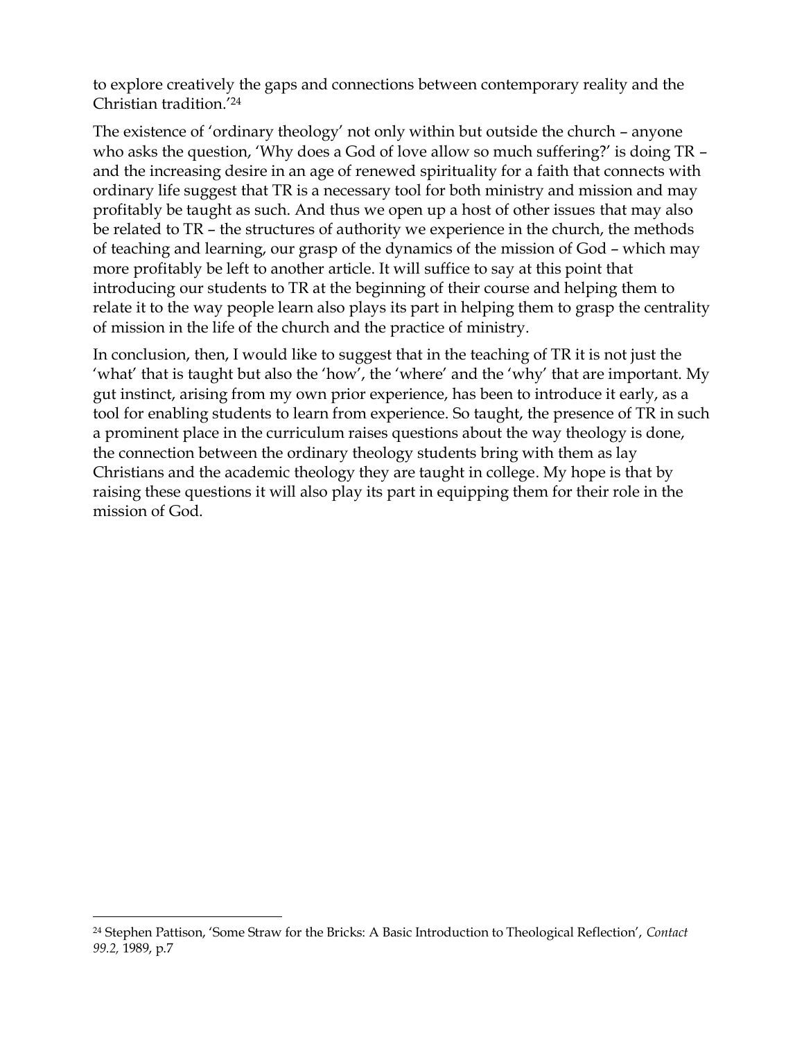to explore creatively the gaps and connections between contemporary reality and the Christian tradition.'[24]

The existence of 'ordinary theology' not only within but outside the church – anyone who asks the question, 'Why does a God of love allow so much suffering?' is doing TR – and the increasing desire in an age of renewed spirituality for a faith that connects with ordinary life suggest that TR is a necessary tool for both ministry and mission and may profitably be taught as such. And thus we open up a host of other issues that may also be related to TR – the structures of authority we experience in the church, the methods of teaching and learning, our grasp of the dynamics of the mission of God – which may more profitably be left to another article. It will suffice to say at this point that introducing our students to TR at the beginning of their course and helping them to relate it to the way people learn also plays its part in helping them to grasp the centrality of mission in the life of the church and the practice of ministry.

In conclusion, then, I would like to suggest that in the teaching of TR it is not just the 'what' that is taught but also the 'how', the 'where' and the 'why' that are important. My gut instinct, arising from my own prior experience, has been to introduce it early, as a tool for enabling students to learn from experience. So taught, the presence of TR in such a prominent place in the curriculum raises questions about the way theology is done, the connection between the ordinary theology students bring with them as lay Christians and the academic theology they are taught in college. My hope is that by raising these questions it will also play its part in equipping them for their role in the mission of God.

---

[24] Stephen Pattison, 'Some Straw for the Bricks: A Basic Introduction to Theological Reflection', *Contact 99.2*, 1989, p.7